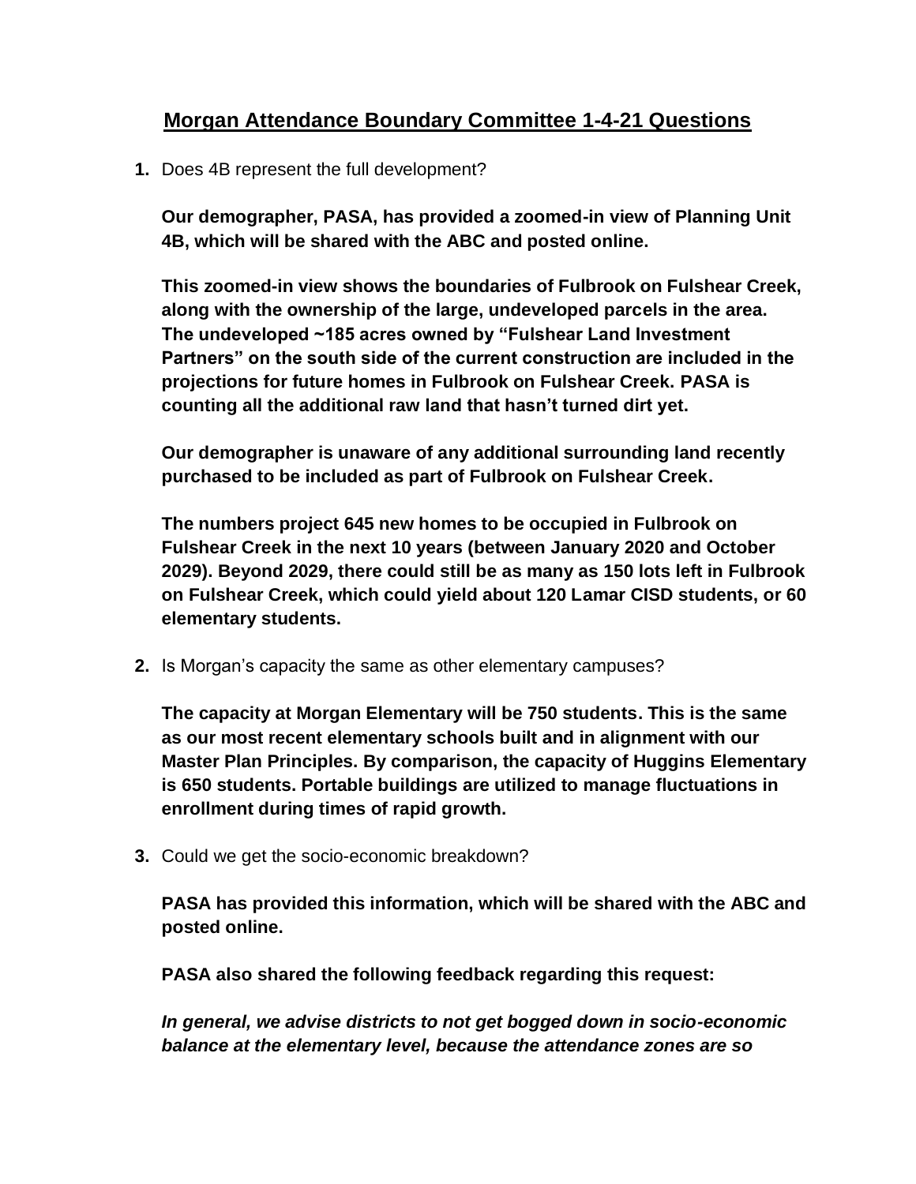# Morgan Attendance Boundary Committee 1-4-21 Questions

1. Does 4B represent the full development?

   **Our demographer, PASA, has provided a zoomed-in view of Planning Unit 4B, which will be shared with the ABC and posted online.**

   **This zoomed-in view shows the boundaries of Fulbrook on Fulshear Creek, along with the ownership of the large, undeveloped parcels in the area. The undeveloped ~185 acres owned by "Fulshear Land Investment Partners" on the south side of the current construction are included in the projections for future homes in Fulbrook on Fulshear Creek. PASA is counting all the additional raw land that hasn't turned dirt yet.**

   **Our demographer is unaware of any additional surrounding land recently purchased to be included as part of Fulbrook on Fulshear Creek.**

   **The numbers project 645 new homes to be occupied in Fulbrook on Fulshear Creek in the next 10 years (between January 2020 and October 2029). Beyond 2029, there could still be as many as 150 lots left in Fulbrook on Fulshear Creek, which could yield about 120 Lamar CISD students, or 60 elementary students.**

2. Is Morgan's capacity the same as other elementary campuses?

   **The capacity at Morgan Elementary will be 750 students. This is the same as our most recent elementary schools built and in alignment with our Master Plan Principles. By comparison, the capacity of Huggins Elementary is 650 students. Portable buildings are utilized to manage fluctuations in enrollment during times of rapid growth.**

3. Could we get the socio-economic breakdown?

   **PASA has provided this information, which will be shared with the ABC and posted online.**

   **PASA also shared the following feedback regarding this request:**

   ***In general, we advise districts to not get bogged down in socio-economic balance at the elementary level, because the attendance zones are so***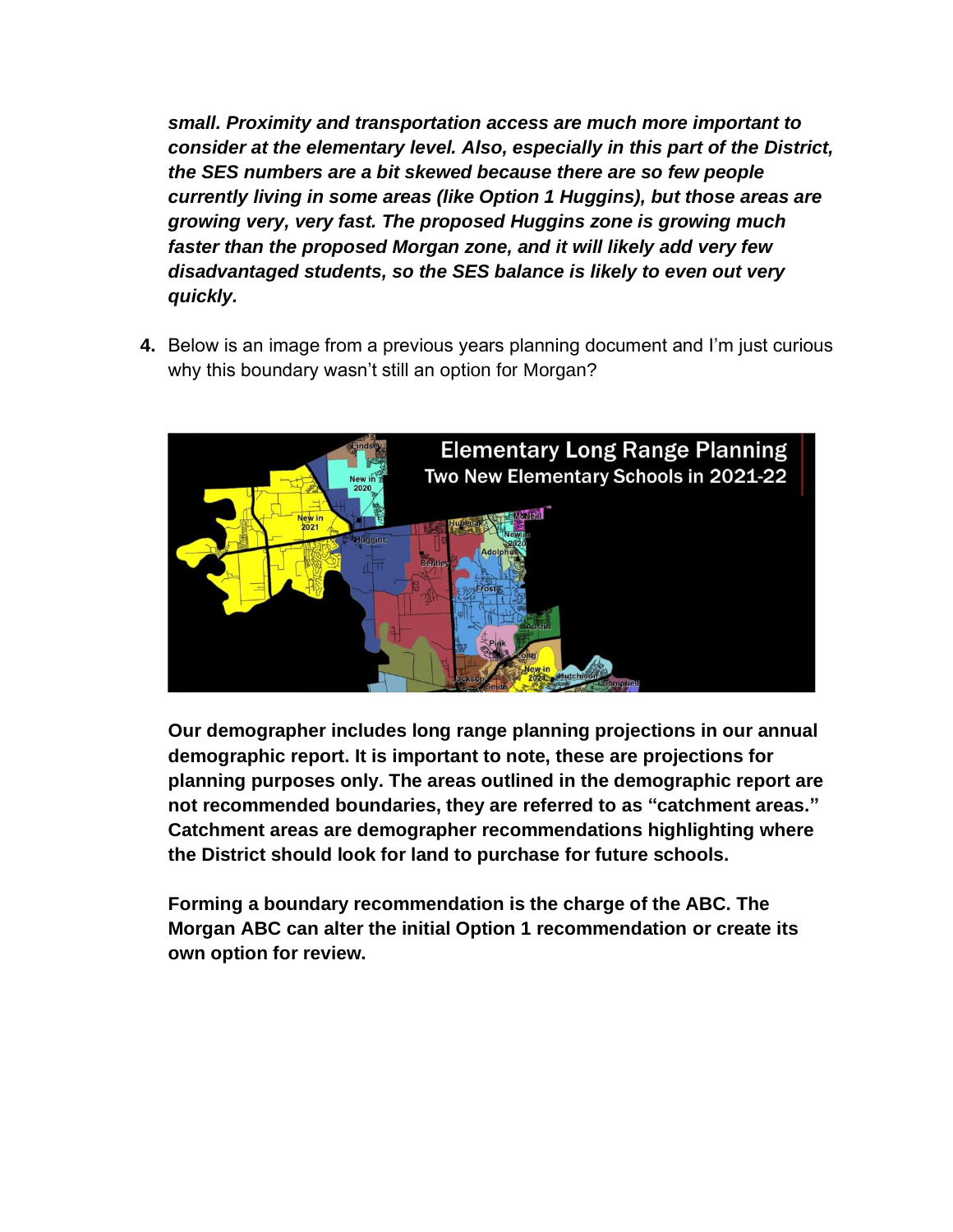***small. Proximity and transportation access are much more important to consider at the elementary level. Also, especially in this part of the District, the SES numbers are a bit skewed because there are so few people currently living in some areas (like Option 1 Huggins), but those areas are growing very, very fast. The proposed Huggins zone is growing much faster than the proposed Morgan zone, and it will likely add very few disadvantaged students, so the SES balance is likely to even out very quickly.***

4. Below is an image from a previous years planning document and I'm just curious why this boundary wasn't still an option for Morgan?

Elementary Long Range Planning

Two New Elementary Schools in 2021-22

Lindsey

New in 2020

New in 2021

Huggins

Hubenak

McNeill

New in 2020

Adolphus

Bentley

Frost

Austin

Pink

Long

New in 2021

Hutchison

Campbell

Jackson

Smith

**Our demographer includes long range planning projections in our annual demographic report. It is important to note, these are projections for planning purposes only. The areas outlined in the demographic report are not recommended boundaries, they are referred to as "catchment areas." Catchment areas are demographer recommendations highlighting where the District should look for land to purchase for future schools.**

**Forming a boundary recommendation is the charge of the ABC. The Morgan ABC can alter the initial Option 1 recommendation or create its own option for review.**